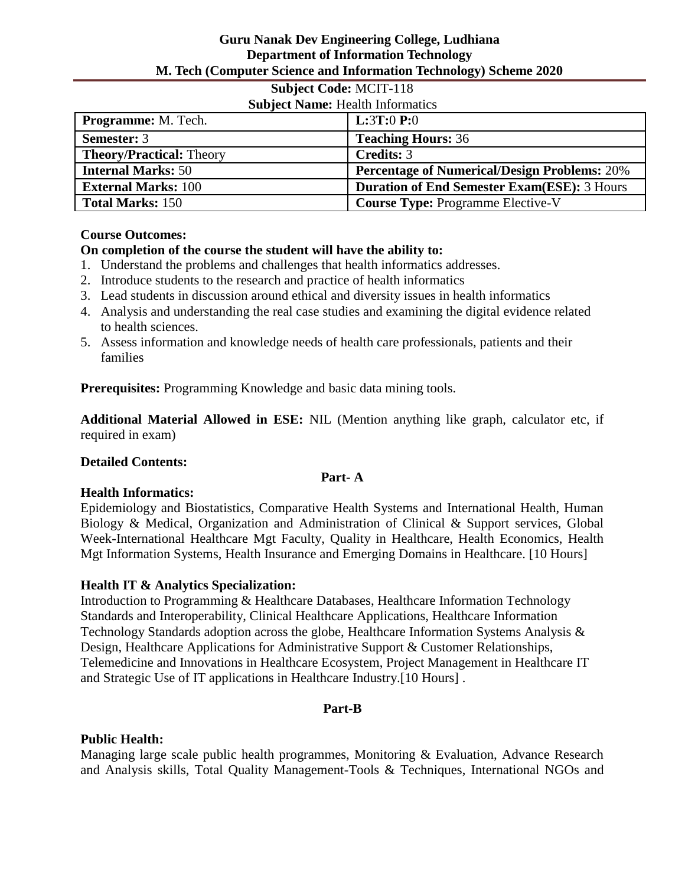**Guru Nanak Dev Engineering College, Ludhiana**
**Department of Information Technology**
**M. Tech (Computer Science and Information Technology) Scheme 2020**

**Subject Code:** MCIT-118
**Subject Name:** Health Informatics

| **Programme:** M. Tech. | **L:**3**T:**0 **P:**0 |
|---|---|
| **Semester:** 3 | **Teaching Hours:** 36 |
| **Theory/Practical:** Theory | **Credits:** 3 |
| **Internal Marks:** 50 | **Percentage of Numerical/Design Problems:** 20% |
| **External Marks:** 100 | **Duration of End Semester Exam(ESE):** 3 Hours |
| **Total Marks:** 150 | **Course Type:** Programme Elective-V |

**Course Outcomes:**

**On completion of the course the student will have the ability to:**

1. Understand the problems and challenges that health informatics addresses.
2. Introduce students to the research and practice of health informatics
3. Lead students in discussion around ethical and diversity issues in health informatics
4. Analysis and understanding the real case studies and examining the digital evidence related to health sciences.
5. Assess information and knowledge needs of health care professionals, patients and their families

**Prerequisites:** Programming Knowledge and basic data mining tools.

**Additional Material Allowed in ESE:** NIL (Mention anything like graph, calculator etc, if required in exam)

**Detailed Contents:**

**Part- A**

**Health Informatics:**

Epidemiology and Biostatistics, Comparative Health Systems and International Health, Human Biology & Medical, Organization and Administration of Clinical & Support services, Global Week-International Healthcare Mgt Faculty, Quality in Healthcare, Health Economics, Health Mgt Information Systems, Health Insurance and Emerging Domains in Healthcare. [10 Hours]

**Health IT & Analytics Specialization:**

Introduction to Programming & Healthcare Databases, Healthcare Information Technology Standards and Interoperability, Clinical Healthcare Applications, Healthcare Information Technology Standards adoption across the globe, Healthcare Information Systems Analysis & Design, Healthcare Applications for Administrative Support & Customer Relationships, Telemedicine and Innovations in Healthcare Ecosystem, Project Management in Healthcare IT and Strategic Use of IT applications in Healthcare Industry.[10 Hours] .

**Part-B**

**Public Health:**

Managing large scale public health programmes, Monitoring & Evaluation, Advance Research and Analysis skills, Total Quality Management-Tools & Techniques, International NGOs and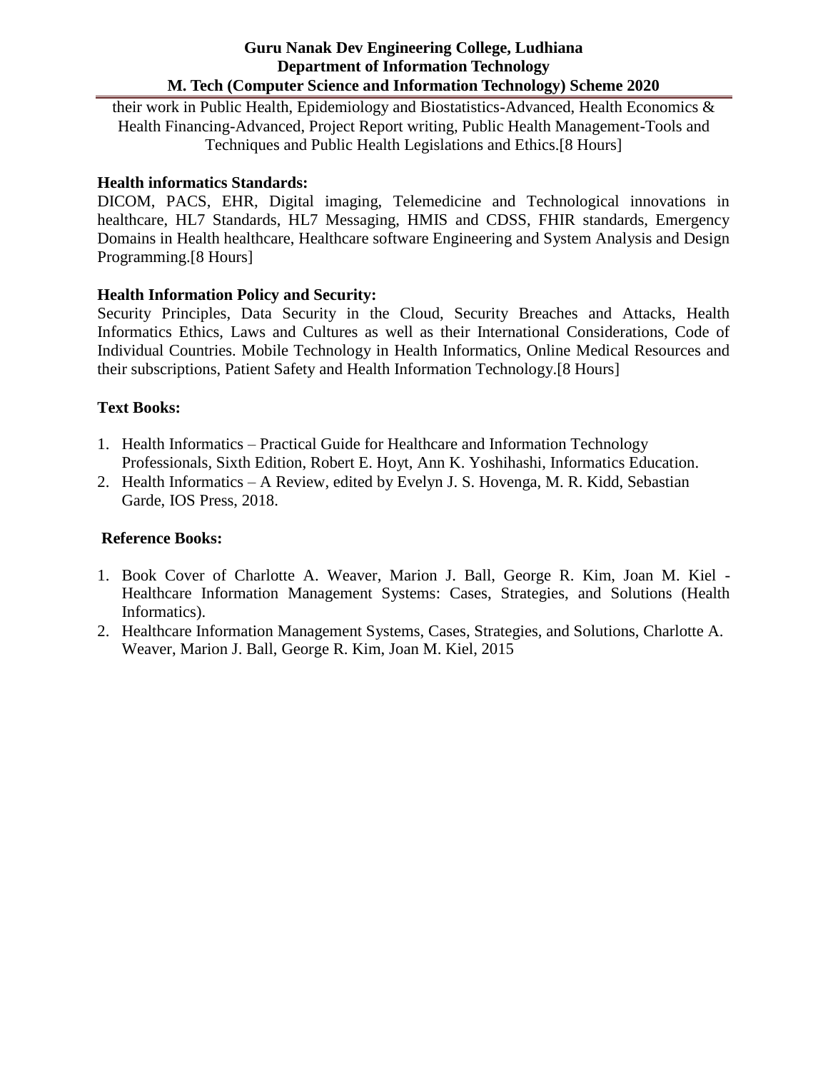their work in Public Health, Epidemiology and Biostatistics-Advanced, Health Economics & Health Financing-Advanced, Project Report writing, Public Health Management-Tools and Techniques and Public Health Legislations and Ethics.[8 Hours]

**Health informatics Standards:**

DICOM, PACS, EHR, Digital imaging, Telemedicine and Technological innovations in healthcare, HL7 Standards, HL7 Messaging, HMIS and CDSS, FHIR standards, Emergency Domains in Health healthcare, Healthcare software Engineering and System Analysis and Design Programming.[8 Hours]

**Health Information Policy and Security:**

Security Principles, Data Security in the Cloud, Security Breaches and Attacks, Health Informatics Ethics, Laws and Cultures as well as their International Considerations, Code of Individual Countries. Mobile Technology in Health Informatics, Online Medical Resources and their subscriptions, Patient Safety and Health Information Technology.[8 Hours]

**Text Books:**

1. Health Informatics – Practical Guide for Healthcare and Information Technology Professionals, Sixth Edition, Robert E. Hoyt, Ann K. Yoshihashi, Informatics Education.
2. Health Informatics – A Review, edited by Evelyn J. S. Hovenga, M. R. Kidd, Sebastian Garde, IOS Press, 2018.

**Reference Books:**

1. Book Cover of Charlotte A. Weaver, Marion J. Ball, George R. Kim, Joan M. Kiel - Healthcare Information Management Systems: Cases, Strategies, and Solutions (Health Informatics).
2. Healthcare Information Management Systems, Cases, Strategies, and Solutions, Charlotte A. Weaver, Marion J. Ball, George R. Kim, Joan M. Kiel, 2015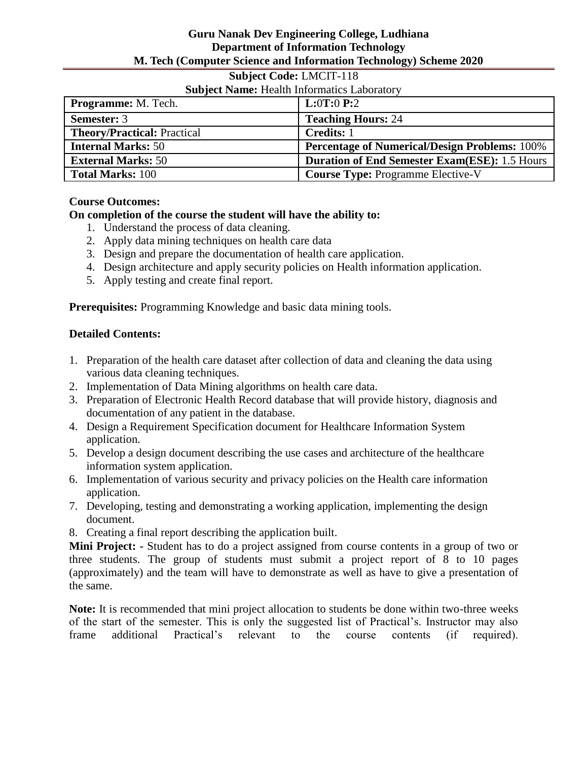**Guru Nanak Dev Engineering College, Ludhiana**
**Department of Information Technology**
**M. Tech (Computer Science and Information Technology) Scheme 2020**

**Subject Code:** LMCIT-118

**Subject Name:** Health Informatics Laboratory

| **Programme:** M. Tech. | **L:**0**T:**0 **P:**2 |
|---|---|
| **Semester:** 3 | **Teaching Hours:** 24 |
| **Theory/Practical:** Practical | **Credits:** 1 |
| **Internal Marks:** 50 | **Percentage of Numerical/Design Problems:** 100% |
| **External Marks:** 50 | **Duration of End Semester Exam(ESE):** 1.5 Hours |
| **Total Marks:** 100 | **Course Type:** Programme Elective-V |

**Course Outcomes:**

**On completion of the course the student will have the ability to:**

1. Understand the process of data cleaning.
2. Apply data mining techniques on health care data
3. Design and prepare the documentation of health care application.
4. Design architecture and apply security policies on Health information application.
5. Apply testing and create final report.

**Prerequisites:** Programming Knowledge and basic data mining tools.

**Detailed Contents:**

1. Preparation of the health care dataset after collection of data and cleaning the data using various data cleaning techniques.
2. Implementation of Data Mining algorithms on health care data.
3. Preparation of Electronic Health Record database that will provide history, diagnosis and documentation of any patient in the database.
4. Design a Requirement Specification document for Healthcare Information System application.
5. Develop a design document describing the use cases and architecture of the healthcare information system application.
6. Implementation of various security and privacy policies on the Health care information application.
7. Developing, testing and demonstrating a working application, implementing the design document.
8. Creating a final report describing the application built.

**Mini Project: -** Student has to do a project assigned from course contents in a group of two or three students. The group of students must submit a project report of 8 to 10 pages (approximately) and the team will have to demonstrate as well as have to give a presentation of the same.

**Note:** It is recommended that mini project allocation to students be done within two-three weeks of the start of the semester. This is only the suggested list of Practical's. Instructor may also frame additional Practical's relevant to the course contents (if required).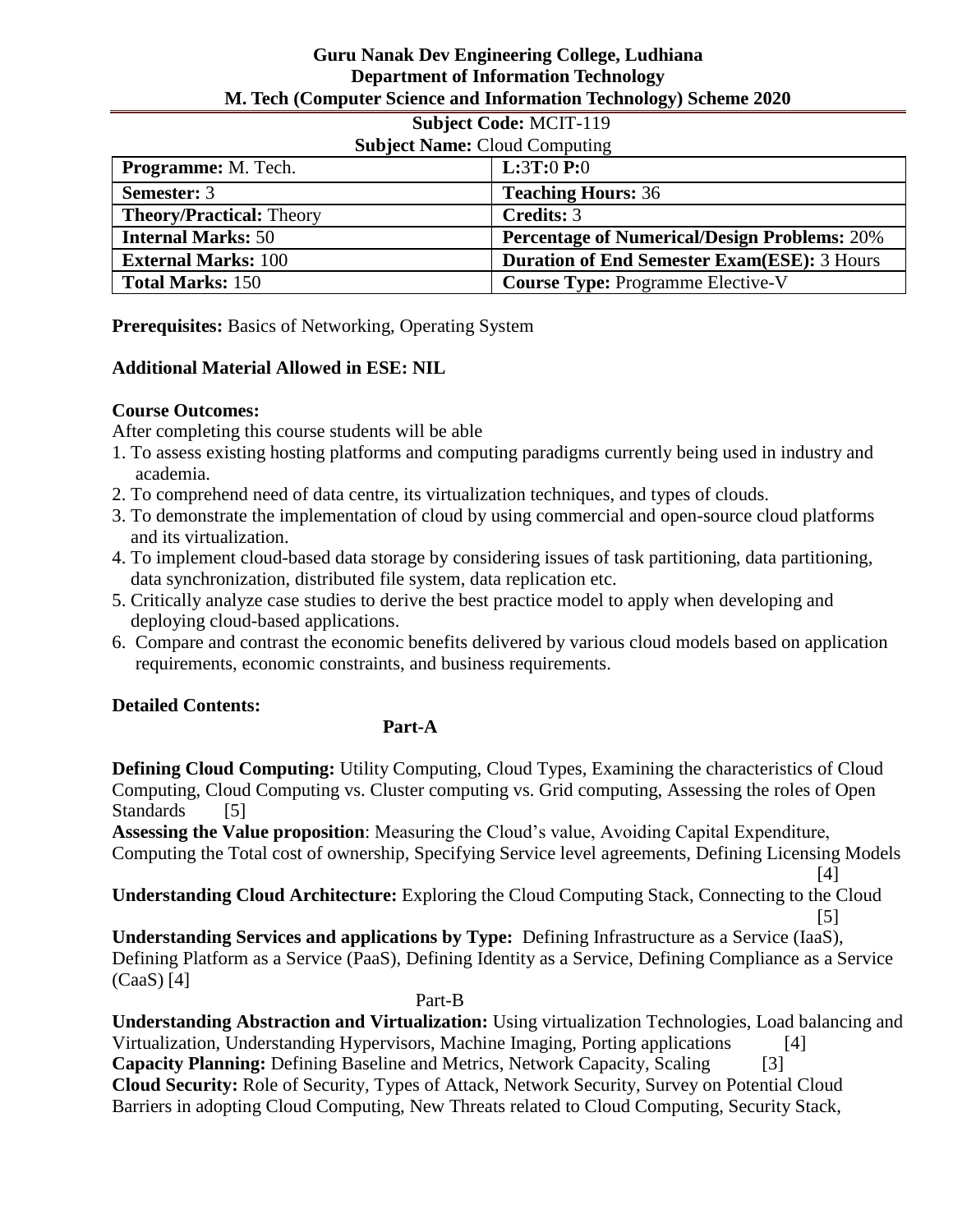**Guru Nanak Dev Engineering College, Ludhiana**
**Department of Information Technology**
**M. Tech (Computer Science and Information Technology) Scheme 2020**

**Subject Code:** MCIT-119
**Subject Name:** Cloud Computing

| | |
|---|---|
| **Programme:** M. Tech. | **L:**3**T:**0 **P:**0 |
| **Semester:** 3 | **Teaching Hours:** 36 |
| **Theory/Practical:** Theory | **Credits:** 3 |
| **Internal Marks:** 50 | **Percentage of Numerical/Design Problems:** 20% |
| **External Marks:** 100 | **Duration of End Semester Exam(ESE):** 3 Hours |
| **Total Marks:** 150 | **Course Type:** Programme Elective-V |

**Prerequisites:** Basics of Networking, Operating System

**Additional Material Allowed in ESE: NIL**

**Course Outcomes:**
After completing this course students will be able

1. To assess existing hosting platforms and computing paradigms currently being used in industry and academia.
2. To comprehend need of data centre, its virtualization techniques, and types of clouds.
3. To demonstrate the implementation of cloud by using commercial and open-source cloud platforms and its virtualization.
4. To implement cloud-based data storage by considering issues of task partitioning, data partitioning, data synchronization, distributed file system, data replication etc.
5. Critically analyze case studies to derive the best practice model to apply when developing and deploying cloud-based applications.
6. Compare and contrast the economic benefits delivered by various cloud models based on application requirements, economic constraints, and business requirements.

**Detailed Contents:**

**Part-A**

**Defining Cloud Computing:** Utility Computing, Cloud Types, Examining the characteristics of Cloud Computing, Cloud Computing vs. Cluster computing vs. Grid computing, Assessing the roles of Open Standards [5]

**Assessing the Value proposition**: Measuring the Cloud's value, Avoiding Capital Expenditure, Computing the Total cost of ownership, Specifying Service level agreements, Defining Licensing Models [4]

**Understanding Cloud Architecture:** Exploring the Cloud Computing Stack, Connecting to the Cloud [5]

**Understanding Services and applications by Type:** Defining Infrastructure as a Service (IaaS), Defining Platform as a Service (PaaS), Defining Identity as a Service, Defining Compliance as a Service (CaaS) [4]

Part-B

**Understanding Abstraction and Virtualization:** Using virtualization Technologies, Load balancing and Virtualization, Understanding Hypervisors, Machine Imaging, Porting applications [4]

**Capacity Planning:** Defining Baseline and Metrics, Network Capacity, Scaling [3]

**Cloud Security:** Role of Security, Types of Attack, Network Security, Survey on Potential Cloud Barriers in adopting Cloud Computing, New Threats related to Cloud Computing, Security Stack,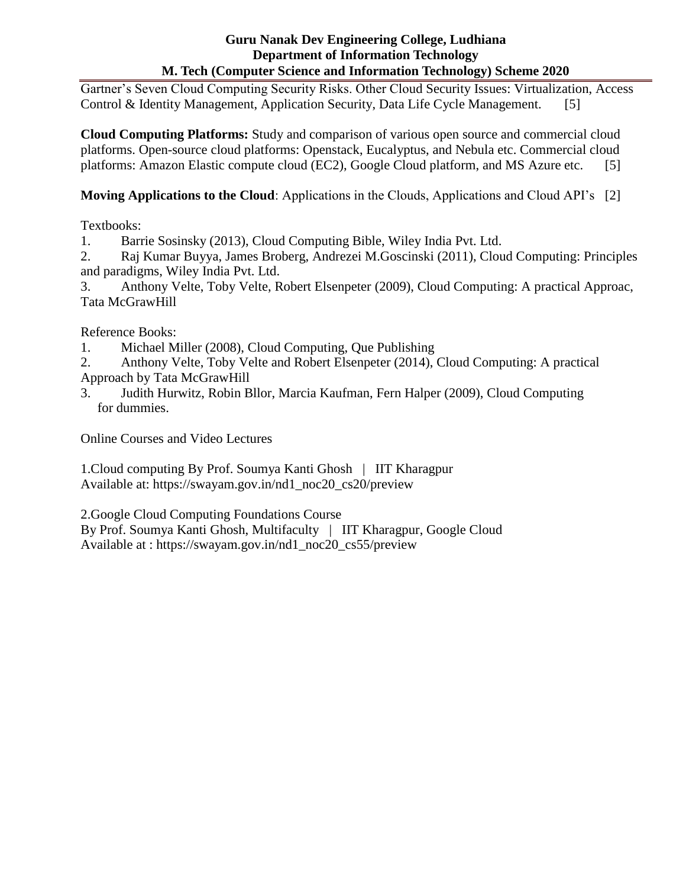Gartner's Seven Cloud Computing Security Risks. Other Cloud Security Issues: Virtualization, Access Control & Identity Management, Application Security, Data Life Cycle Management. [5]

**Cloud Computing Platforms:** Study and comparison of various open source and commercial cloud platforms. Open-source cloud platforms: Openstack, Eucalyptus, and Nebula etc. Commercial cloud platforms: Amazon Elastic compute cloud (EC2), Google Cloud platform, and MS Azure etc. [5]

**Moving Applications to the Cloud**: Applications in the Clouds, Applications and Cloud API's [2]

Textbooks:

1. Barrie Sosinsky (2013), Cloud Computing Bible, Wiley India Pvt. Ltd.
2. Raj Kumar Buyya, James Broberg, Andrezei M.Goscinski (2011), Cloud Computing: Principles and paradigms, Wiley India Pvt. Ltd.
3. Anthony Velte, Toby Velte, Robert Elsenpeter (2009), Cloud Computing: A practical Approac, Tata McGrawHill

Reference Books:

1. Michael Miller (2008), Cloud Computing, Que Publishing
2. Anthony Velte, Toby Velte and Robert Elsenpeter (2014), Cloud Computing: A practical Approach by Tata McGrawHill
3. Judith Hurwitz, Robin Bllor, Marcia Kaufman, Fern Halper (2009), Cloud Computing for dummies.

Online Courses and Video Lectures

1.Cloud computing By Prof. Soumya Kanti Ghosh | IIT Kharagpur
Available at: https://swayam.gov.in/nd1_noc20_cs20/preview

2.Google Cloud Computing Foundations Course
By Prof. Soumya Kanti Ghosh, Multifaculty | IIT Kharagpur, Google Cloud
Available at : https://swayam.gov.in/nd1_noc20_cs55/preview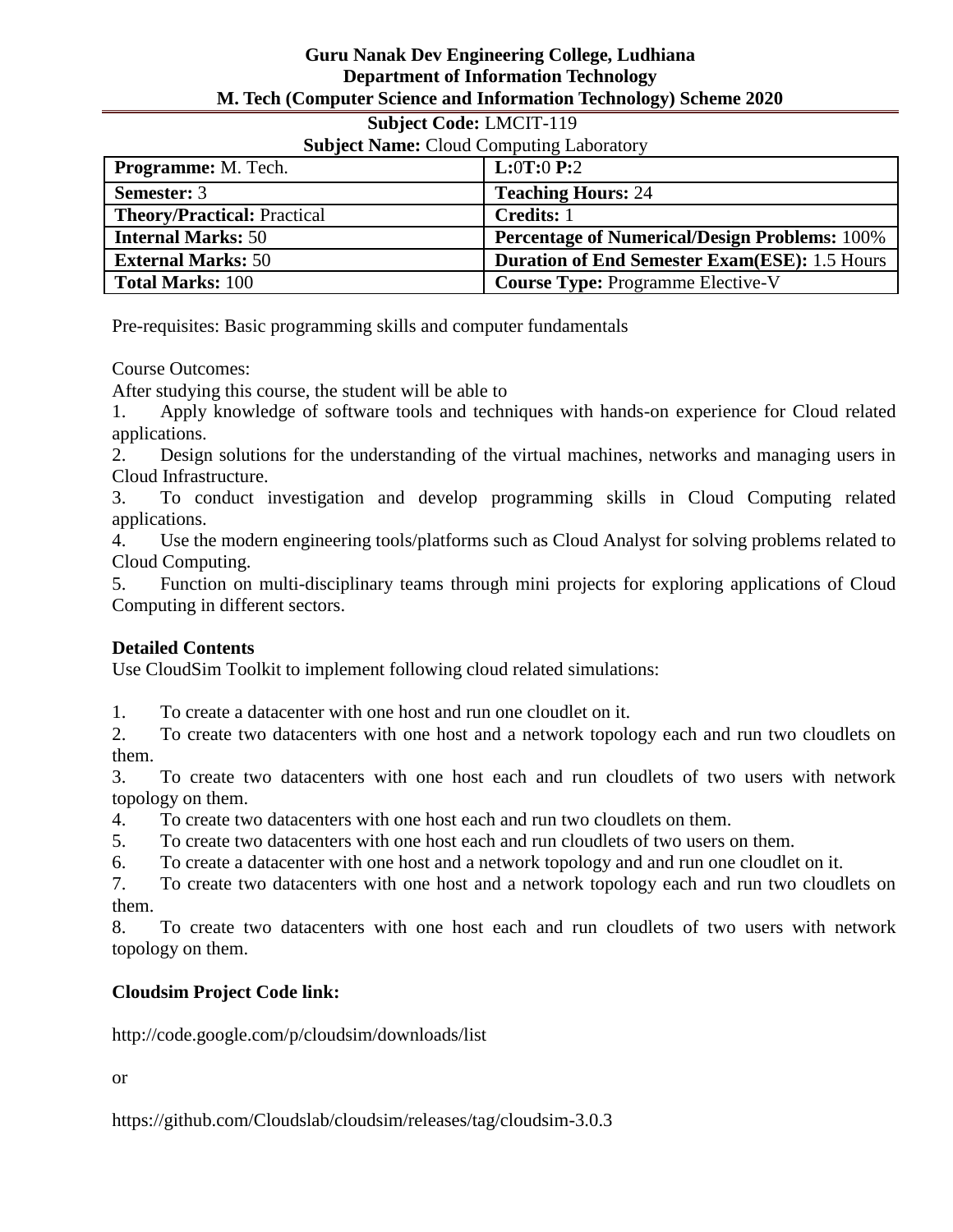**Guru Nanak Dev Engineering College, Ludhiana**
**Department of Information Technology**
**M. Tech (Computer Science and Information Technology) Scheme 2020**

**Subject Code:** LMCIT-119
**Subject Name:** Cloud Computing Laboratory

| **Programme:** M. Tech. | **L:**0**T:**0 **P:**2 |
|---|---|
| **Semester:** 3 | **Teaching Hours:** 24 |
| **Theory/Practical:** Practical | **Credits:** 1 |
| **Internal Marks:** 50 | **Percentage of Numerical/Design Problems:** 100% |
| **External Marks:** 50 | **Duration of End Semester Exam(ESE):** 1.5 Hours |
| **Total Marks:** 100 | **Course Type:** Programme Elective-V |

Pre-requisites: Basic programming skills and computer fundamentals

Course Outcomes:
After studying this course, the student will be able to

1. Apply knowledge of software tools and techniques with hands-on experience for Cloud related applications.
2. Design solutions for the understanding of the virtual machines, networks and managing users in Cloud Infrastructure.
3. To conduct investigation and develop programming skills in Cloud Computing related applications.
4. Use the modern engineering tools/platforms such as Cloud Analyst for solving problems related to Cloud Computing.
5. Function on multi-disciplinary teams through mini projects for exploring applications of Cloud Computing in different sectors.

**Detailed Contents**

Use CloudSim Toolkit to implement following cloud related simulations:

1. To create a datacenter with one host and run one cloudlet on it.
2. To create two datacenters with one host and a network topology each and run two cloudlets on them.
3. To create two datacenters with one host each and run cloudlets of two users with network topology on them.
4. To create two datacenters with one host each and run two cloudlets on them.
5. To create two datacenters with one host each and run cloudlets of two users on them.
6. To create a datacenter with one host and a network topology and and run one cloudlet on it.
7. To create two datacenters with one host and a network topology each and run two cloudlets on them.
8. To create two datacenters with one host each and run cloudlets of two users with network topology on them.

**Cloudsim Project Code link:**

http://code.google.com/p/cloudsim/downloads/list

or

https://github.com/Cloudslab/cloudsim/releases/tag/cloudsim-3.0.3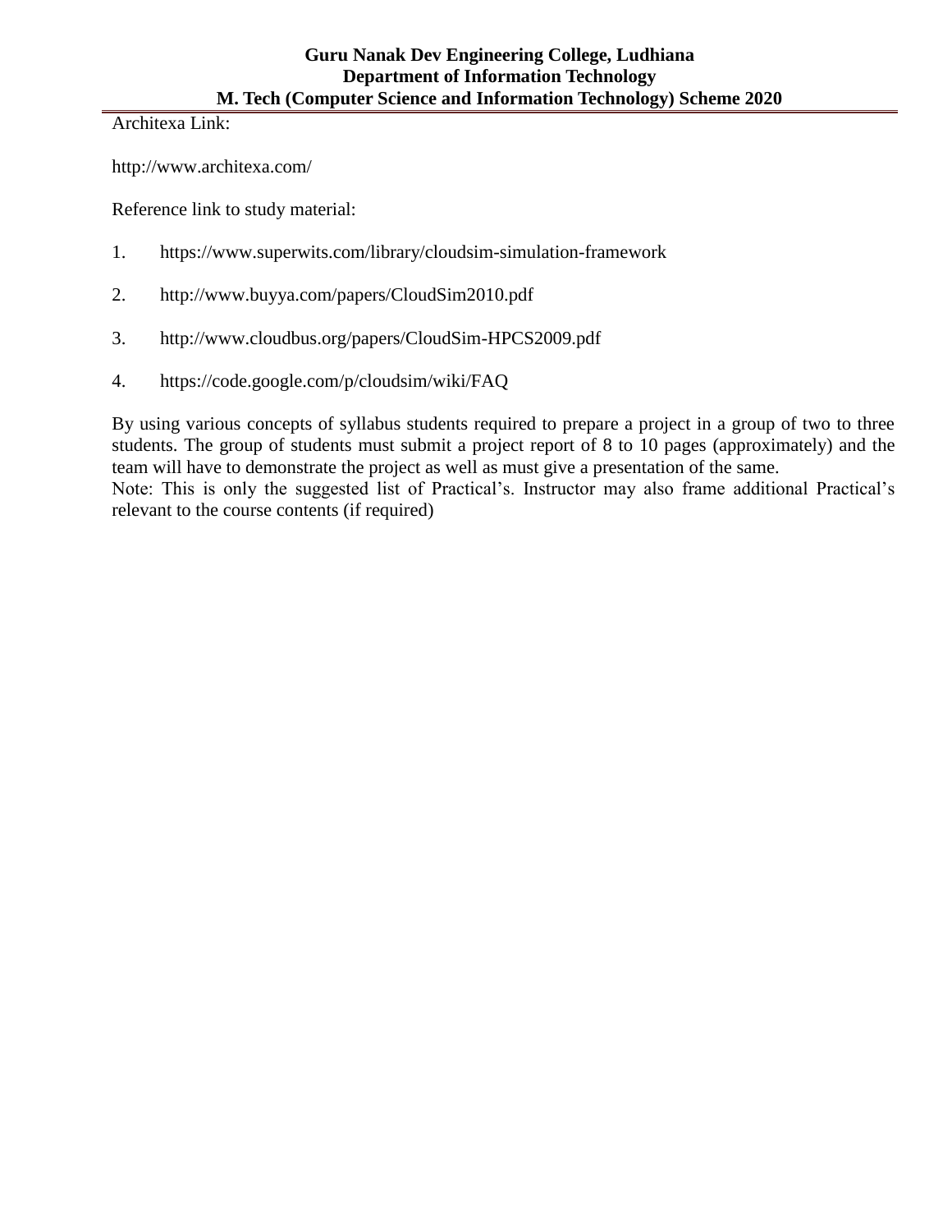Architexa Link:

http://www.architexa.com/

Reference link to study material:

1. https://www.superwits.com/library/cloudsim-simulation-framework

2. http://www.buyya.com/papers/CloudSim2010.pdf

3. http://www.cloudbus.org/papers/CloudSim-HPCS2009.pdf

4. https://code.google.com/p/cloudsim/wiki/FAQ

By using various concepts of syllabus students required to prepare a project in a group of two to three students. The group of students must submit a project report of 8 to 10 pages (approximately) and the team will have to demonstrate the project as well as must give a presentation of the same.
Note: This is only the suggested list of Practical's. Instructor may also frame additional Practical's relevant to the course contents (if required)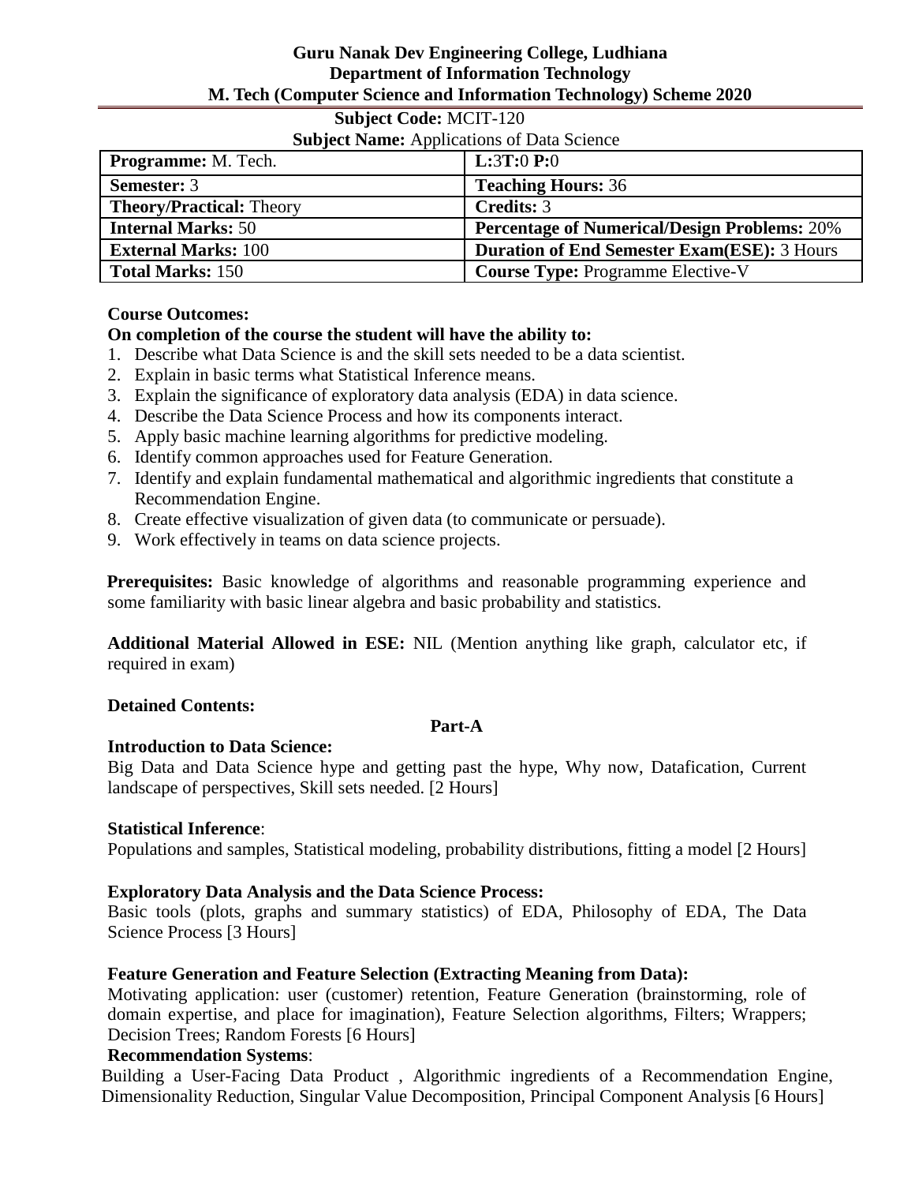**Guru Nanak Dev Engineering College, Ludhiana**
**Department of Information Technology**
**M. Tech (Computer Science and Information Technology) Scheme 2020**

**Subject Code:** MCIT-120
**Subject Name:** Applications of Data Science

| **Programme:** M. Tech. | **L:**3**T:**0 **P:**0 |
|---|---|
| **Semester:** 3 | **Teaching Hours:** 36 |
| **Theory/Practical:** Theory | **Credits:** 3 |
| **Internal Marks:** 50 | **Percentage of Numerical/Design Problems:** 20% |
| **External Marks:** 100 | **Duration of End Semester Exam(ESE):** 3 Hours |
| **Total Marks:** 150 | **Course Type:** Programme Elective-V |

**Course Outcomes:**

**On completion of the course the student will have the ability to:**

1. Describe what Data Science is and the skill sets needed to be a data scientist.
2. Explain in basic terms what Statistical Inference means.
3. Explain the significance of exploratory data analysis (EDA) in data science.
4. Describe the Data Science Process and how its components interact.
5. Apply basic machine learning algorithms for predictive modeling.
6. Identify common approaches used for Feature Generation.
7. Identify and explain fundamental mathematical and algorithmic ingredients that constitute a Recommendation Engine.
8. Create effective visualization of given data (to communicate or persuade).
9. Work effectively in teams on data science projects.

**Prerequisites:** Basic knowledge of algorithms and reasonable programming experience and some familiarity with basic linear algebra and basic probability and statistics.

**Additional Material Allowed in ESE:** NIL (Mention anything like graph, calculator etc, if required in exam)

**Detained Contents:**

**Part-A**

**Introduction to Data Science:**
Big Data and Data Science hype and getting past the hype, Why now, Datafication, Current landscape of perspectives, Skill sets needed. [2 Hours]

**Statistical Inference**:
Populations and samples, Statistical modeling, probability distributions, fitting a model [2 Hours]

**Exploratory Data Analysis and the Data Science Process:**
Basic tools (plots, graphs and summary statistics) of EDA, Philosophy of EDA, The Data Science Process [3 Hours]

**Feature Generation and Feature Selection (Extracting Meaning from Data):**
Motivating application: user (customer) retention, Feature Generation (brainstorming, role of domain expertise, and place for imagination), Feature Selection algorithms, Filters; Wrappers; Decision Trees; Random Forests [6 Hours]

**Recommendation Systems**:
Building a User-Facing Data Product , Algorithmic ingredients of a Recommendation Engine, Dimensionality Reduction, Singular Value Decomposition, Principal Component Analysis [6 Hours]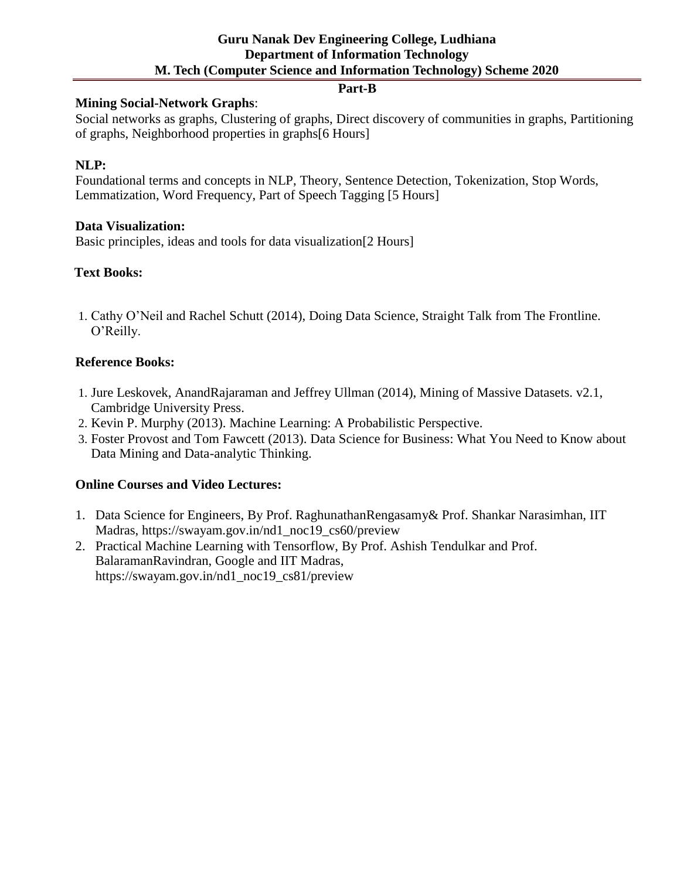## Part-B

**Mining Social-Network Graphs**:
Social networks as graphs, Clustering of graphs, Direct discovery of communities in graphs, Partitioning of graphs, Neighborhood properties in graphs[6 Hours]

**NLP:**
Foundational terms and concepts in NLP, Theory, Sentence Detection, Tokenization, Stop Words, Lemmatization, Word Frequency, Part of Speech Tagging [5 Hours]

**Data Visualization:**
Basic principles, ideas and tools for data visualization[2 Hours]

**Text Books:**

1. Cathy O'Neil and Rachel Schutt (2014), Doing Data Science, Straight Talk from The Frontline. O'Reilly.

**Reference Books:**

1. Jure Leskovek, AnandRajaraman and Jeffrey Ullman (2014), Mining of Massive Datasets. v2.1, Cambridge University Press.
2. Kevin P. Murphy (2013). Machine Learning: A Probabilistic Perspective.
3. Foster Provost and Tom Fawcett (2013). Data Science for Business: What You Need to Know about Data Mining and Data-analytic Thinking.

**Online Courses and Video Lectures:**

1. Data Science for Engineers, By Prof. RaghunathanRengasamy& Prof. Shankar Narasimhan, IIT Madras, https://swayam.gov.in/nd1_noc19_cs60/preview
2. Practical Machine Learning with Tensorflow, By Prof. Ashish Tendulkar and Prof. BalaramanRavindran, Google and IIT Madras, https://swayam.gov.in/nd1_noc19_cs81/preview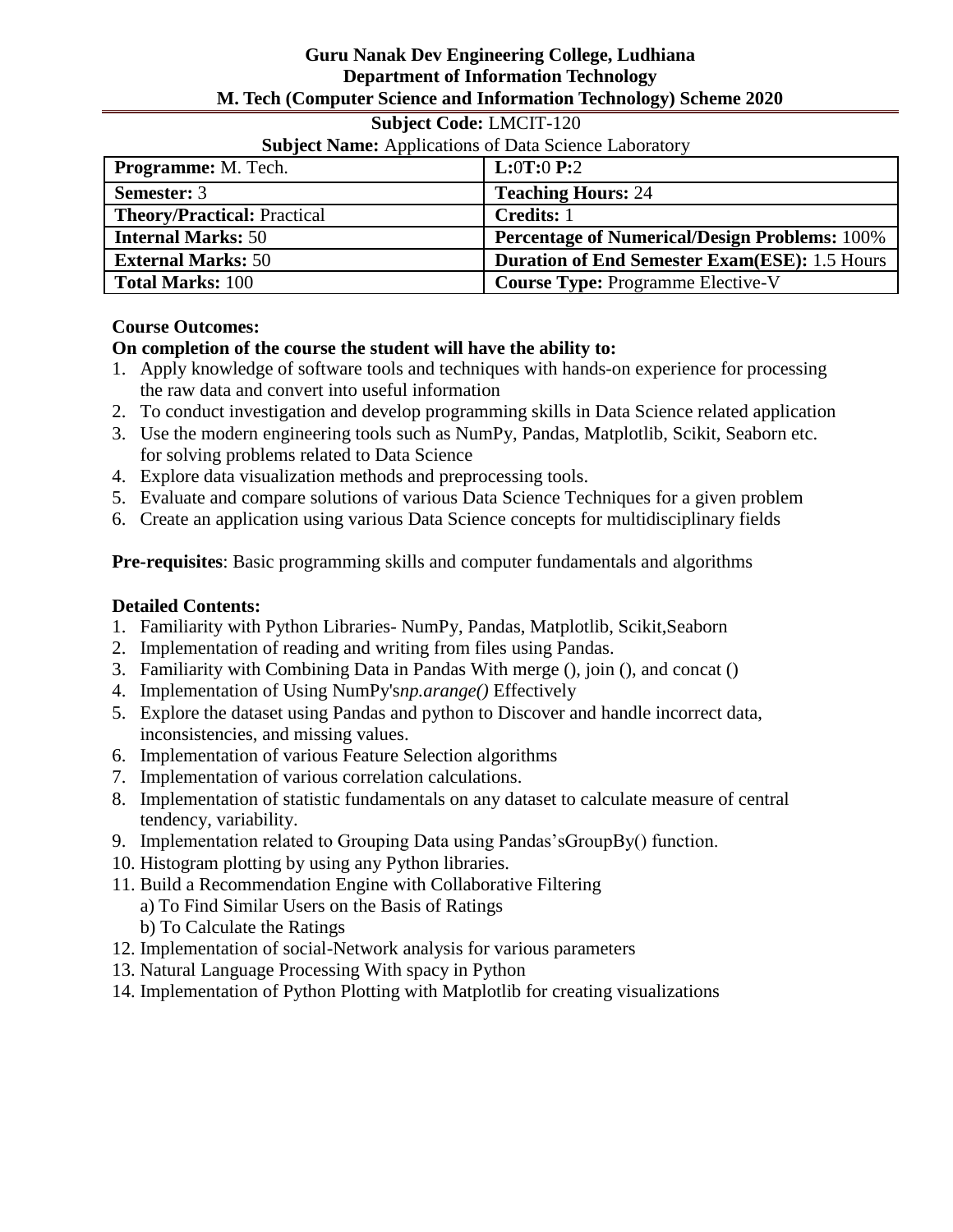**Guru Nanak Dev Engineering College, Ludhiana**
**Department of Information Technology**
**M. Tech (Computer Science and Information Technology) Scheme 2020**

**Subject Code:** LMCIT-120
**Subject Name:** Applications of Data Science Laboratory

| | |
|---|---|
| **Programme:** M. Tech. | **L:**0**T:**0 **P:**2 |
| **Semester:** 3 | **Teaching Hours:** 24 |
| **Theory/Practical:** Practical | **Credits:** 1 |
| **Internal Marks:** 50 | **Percentage of Numerical/Design Problems:** 100% |
| **External Marks:** 50 | **Duration of End Semester Exam(ESE):** 1.5 Hours |
| **Total Marks:** 100 | **Course Type:** Programme Elective-V |

**Course Outcomes:**

**On completion of the course the student will have the ability to:**

1. Apply knowledge of software tools and techniques with hands-on experience for processing the raw data and convert into useful information
2. To conduct investigation and develop programming skills in Data Science related application
3. Use the modern engineering tools such as NumPy, Pandas, Matplotlib, Scikit, Seaborn etc. for solving problems related to Data Science
4. Explore data visualization methods and preprocessing tools.
5. Evaluate and compare solutions of various Data Science Techniques for a given problem
6. Create an application using various Data Science concepts for multidisciplinary fields

**Pre-requisites**: Basic programming skills and computer fundamentals and algorithms

**Detailed Contents:**

1. Familiarity with Python Libraries- NumPy, Pandas, Matplotlib, Scikit,Seaborn
2. Implementation of reading and writing from files using Pandas.
3. Familiarity with Combining Data in Pandas With merge (), join (), and concat ()
4. Implementation of Using NumPy's*np.arange()* Effectively
5. Explore the dataset using Pandas and python to Discover and handle incorrect data, inconsistencies, and missing values.
6. Implementation of various Feature Selection algorithms
7. Implementation of various correlation calculations.
8. Implementation of statistic fundamentals on any dataset to calculate measure of central tendency, variability.
9. Implementation related to Grouping Data using Pandas'sGroupBy() function.
10. Histogram plotting by using any Python libraries.
11. Build a Recommendation Engine with Collaborative Filtering
    a) To Find Similar Users on the Basis of Ratings
    b) To Calculate the Ratings
12. Implementation of social-Network analysis for various parameters
13. Natural Language Processing With spacy in Python
14. Implementation of Python Plotting with Matplotlib for creating visualizations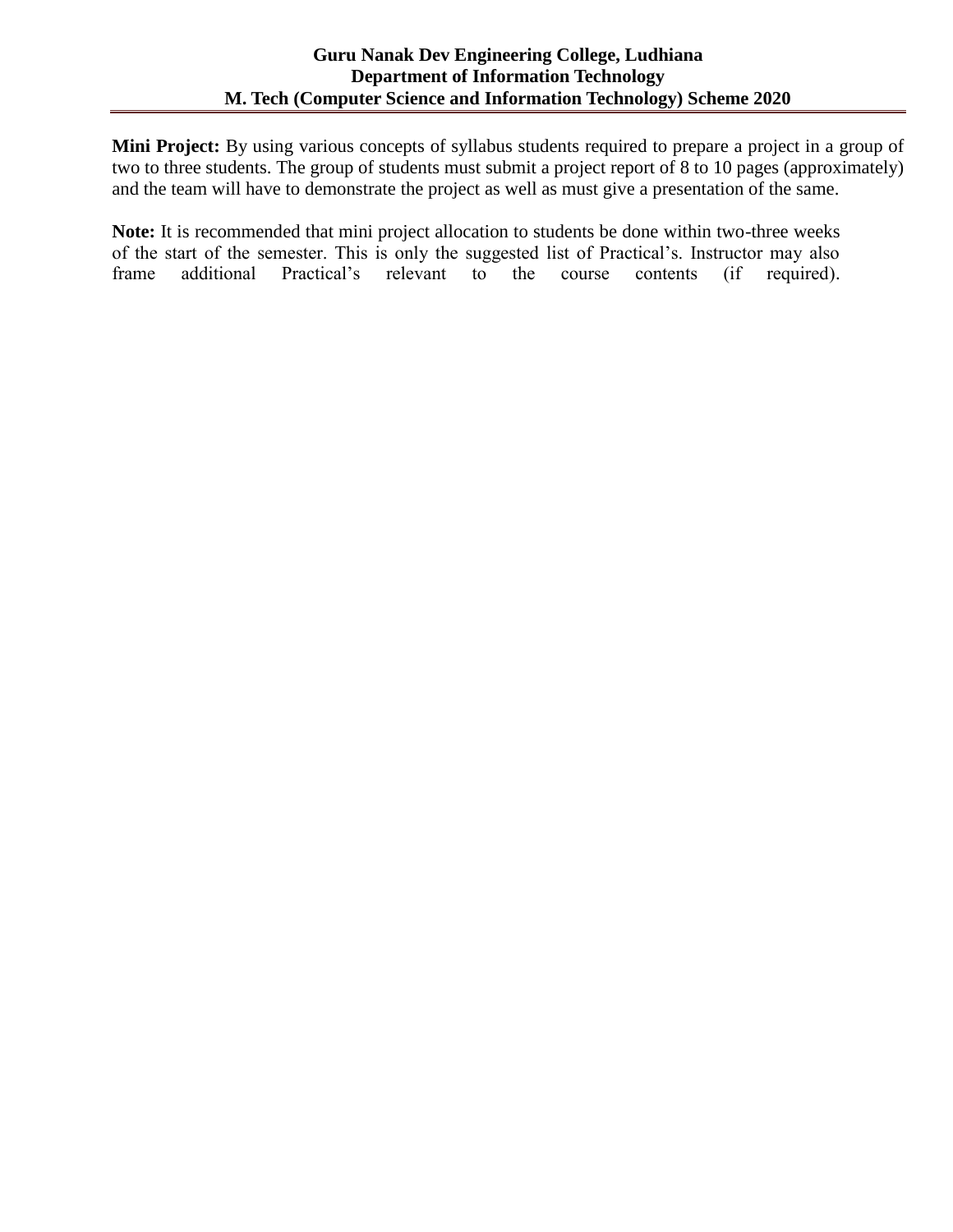**Mini Project:** By using various concepts of syllabus students required to prepare a project in a group of two to three students. The group of students must submit a project report of 8 to 10 pages (approximately) and the team will have to demonstrate the project as well as must give a presentation of the same.

**Note:** It is recommended that mini project allocation to students be done within two-three weeks of the start of the semester. This is only the suggested list of Practical's. Instructor may also frame additional Practical's relevant to the course contents (if required).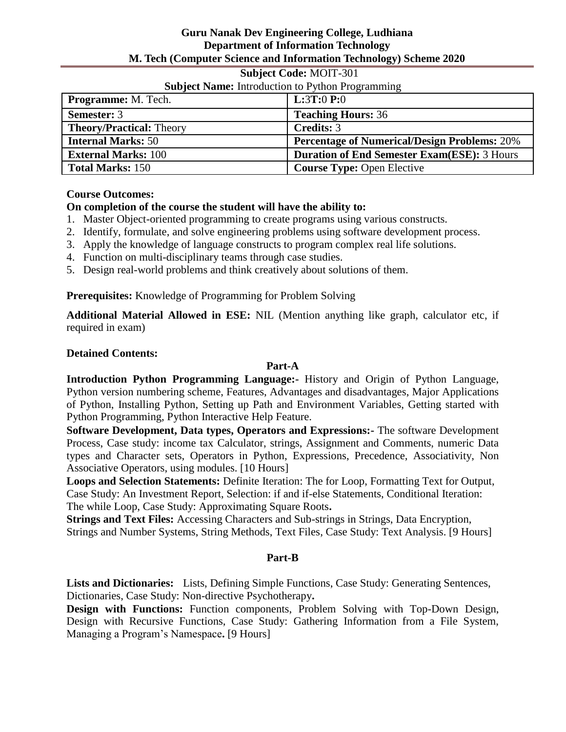**Guru Nanak Dev Engineering College, Ludhiana**
**Department of Information Technology**
**M. Tech (Computer Science and Information Technology) Scheme 2020**

**Subject Code:** MOIT-301

**Subject Name:** Introduction to Python Programming

| **Programme:** M. Tech. | **L:**3**T:**0 **P:**0 |
|---|---|
| **Semester:** 3 | **Teaching Hours:** 36 |
| **Theory/Practical:** Theory | **Credits:** 3 |
| **Internal Marks:** 50 | **Percentage of Numerical/Design Problems:** 20% |
| **External Marks:** 100 | **Duration of End Semester Exam(ESE):** 3 Hours |
| **Total Marks:** 150 | **Course Type:** Open Elective |

**Course Outcomes:**

**On completion of the course the student will have the ability to:**

1. Master Object-oriented programming to create programs using various constructs.
2. Identify, formulate, and solve engineering problems using software development process.
3. Apply the knowledge of language constructs to program complex real life solutions.
4. Function on multi-disciplinary teams through case studies.
5. Design real-world problems and think creatively about solutions of them.

**Prerequisites:** Knowledge of Programming for Problem Solving

**Additional Material Allowed in ESE:** NIL (Mention anything like graph, calculator etc, if required in exam)

**Detained Contents:**

**Part-A**

**Introduction Python Programming Language:-** History and Origin of Python Language, Python version numbering scheme, Features, Advantages and disadvantages, Major Applications of Python, Installing Python, Setting up Path and Environment Variables, Getting started with Python Programming, Python Interactive Help Feature.

**Software Development, Data types, Operators and Expressions:-** The software Development Process, Case study: income tax Calculator, strings, Assignment and Comments, numeric Data types and Character sets, Operators in Python, Expressions, Precedence, Associativity, Non Associative Operators, using modules. [10 Hours]

**Loops and Selection Statements:** Definite Iteration: The for Loop, Formatting Text for Output, Case Study: An Investment Report, Selection: if and if-else Statements, Conditional Iteration: The while Loop, Case Study: Approximating Square Roots**.**

**Strings and Text Files:** Accessing Characters and Sub-strings in Strings, Data Encryption, Strings and Number Systems, String Methods, Text Files, Case Study: Text Analysis. [9 Hours]

**Part-B**

**Lists and Dictionaries:** Lists, Defining Simple Functions, Case Study: Generating Sentences, Dictionaries, Case Study: Non-directive Psychotherapy**.**

**Design with Functions:** Function components, Problem Solving with Top-Down Design, Design with Recursive Functions, Case Study: Gathering Information from a File System, Managing a Program's Namespace**.** [9 Hours]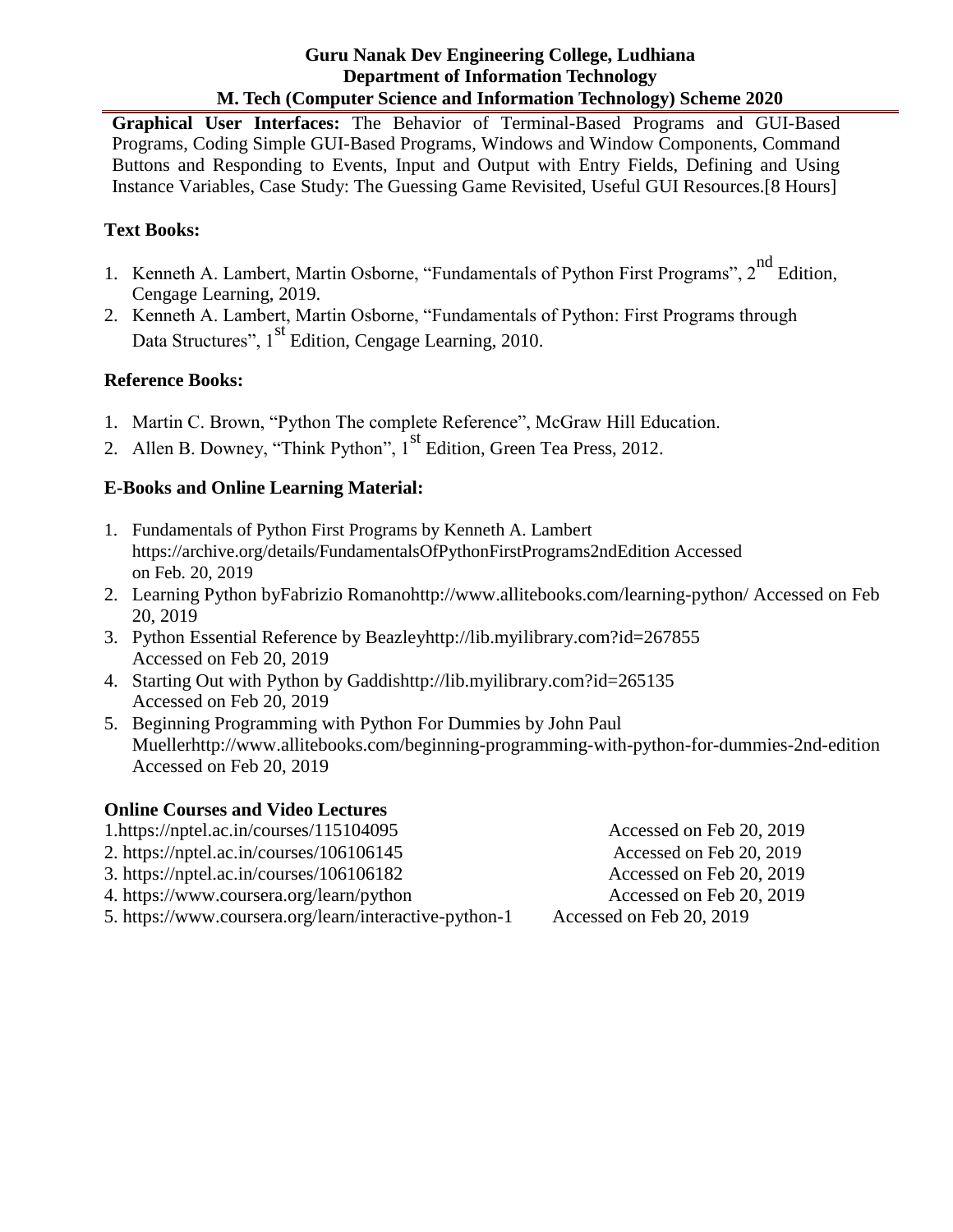**Graphical User Interfaces:** The Behavior of Terminal-Based Programs and GUI-Based Programs, Coding Simple GUI-Based Programs, Windows and Window Components, Command Buttons and Responding to Events, Input and Output with Entry Fields, Defining and Using Instance Variables, Case Study: The Guessing Game Revisited, Useful GUI Resources.[8 Hours]

**Text Books:**

1. Kenneth A. Lambert, Martin Osborne, "Fundamentals of Python First Programs", 2nd Edition, Cengage Learning, 2019.
2. Kenneth A. Lambert, Martin Osborne, "Fundamentals of Python: First Programs through Data Structures", 1st Edition, Cengage Learning, 2010.

**Reference Books:**

1. Martin C. Brown, "Python The complete Reference", McGraw Hill Education.
2. Allen B. Downey, "Think Python", 1st Edition, Green Tea Press, 2012.

**E-Books and Online Learning Material:**

1. Fundamentals of Python First Programs by Kenneth A. Lambert https://archive.org/details/FundamentalsOfPythonFirstPrograms2ndEdition Accessed on Feb. 20, 2019
2. Learning Python byFabrizio Romanohttp://www.allitebooks.com/learning-python/ Accessed on Feb 20, 2019
3. Python Essential Reference by Beazleyhttp://lib.myilibrary.com?id=267855 Accessed on Feb 20, 2019
4. Starting Out with Python by Gaddishttp://lib.myilibrary.com?id=265135 Accessed on Feb 20, 2019
5. Beginning Programming with Python For Dummies by John Paul Muellerhttp://www.allitebooks.com/beginning-programming-with-python-for-dummies-2nd-edition Accessed on Feb 20, 2019

**Online Courses and Video Lectures**

1. https://nptel.ac.in/courses/115104095 Accessed on Feb 20, 2019
2. https://nptel.ac.in/courses/106106145 Accessed on Feb 20, 2019
3. https://nptel.ac.in/courses/106106182 Accessed on Feb 20, 2019
4. https://www.coursera.org/learn/python Accessed on Feb 20, 2019
5. https://www.coursera.org/learn/interactive-python-1 Accessed on Feb 20, 2019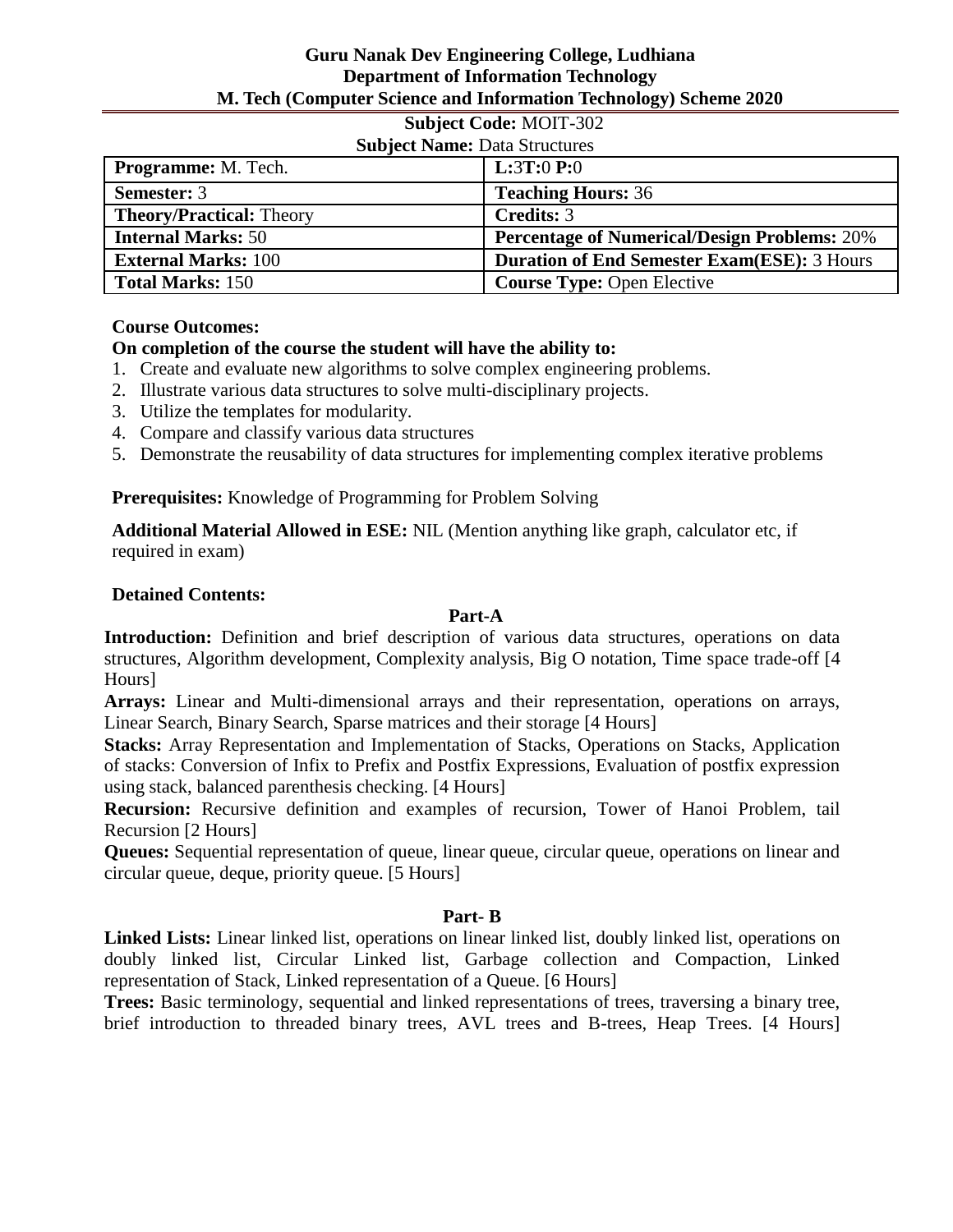**Guru Nanak Dev Engineering College, Ludhiana**
**Department of Information Technology**
**M. Tech (Computer Science and Information Technology) Scheme 2020**

**Subject Code:** MOIT-302
**Subject Name:** Data Structures

| **Programme:** M. Tech. | **L:**3**T:**0 **P:**0 |
|---|---|
| **Semester:** 3 | **Teaching Hours:** 36 |
| **Theory/Practical:** Theory | **Credits:** 3 |
| **Internal Marks:** 50 | **Percentage of Numerical/Design Problems:** 20% |
| **External Marks:** 100 | **Duration of End Semester Exam(ESE):** 3 Hours |
| **Total Marks:** 150 | **Course Type:** Open Elective |

**Course Outcomes:**

**On completion of the course the student will have the ability to:**

1. Create and evaluate new algorithms to solve complex engineering problems.
2. Illustrate various data structures to solve multi-disciplinary projects.
3. Utilize the templates for modularity.
4. Compare and classify various data structures
5. Demonstrate the reusability of data structures for implementing complex iterative problems

**Prerequisites:** Knowledge of Programming for Problem Solving

**Additional Material Allowed in ESE:** NIL (Mention anything like graph, calculator etc, if required in exam)

**Detained Contents:**

**Part-A**

**Introduction:** Definition and brief description of various data structures, operations on data structures, Algorithm development, Complexity analysis, Big O notation, Time space trade-off [4 Hours]

**Arrays:** Linear and Multi-dimensional arrays and their representation, operations on arrays, Linear Search, Binary Search, Sparse matrices and their storage [4 Hours]

**Stacks:** Array Representation and Implementation of Stacks, Operations on Stacks, Application of stacks: Conversion of Infix to Prefix and Postfix Expressions, Evaluation of postfix expression using stack, balanced parenthesis checking. [4 Hours]

**Recursion:** Recursive definition and examples of recursion, Tower of Hanoi Problem, tail Recursion [2 Hours]

**Queues:** Sequential representation of queue, linear queue, circular queue, operations on linear and circular queue, deque, priority queue. [5 Hours]

**Part- B**

**Linked Lists:** Linear linked list, operations on linear linked list, doubly linked list, operations on doubly linked list, Circular Linked list, Garbage collection and Compaction, Linked representation of Stack, Linked representation of a Queue. [6 Hours]

**Trees:** Basic terminology, sequential and linked representations of trees, traversing a binary tree, brief introduction to threaded binary trees, AVL trees and B-trees, Heap Trees. [4 Hours]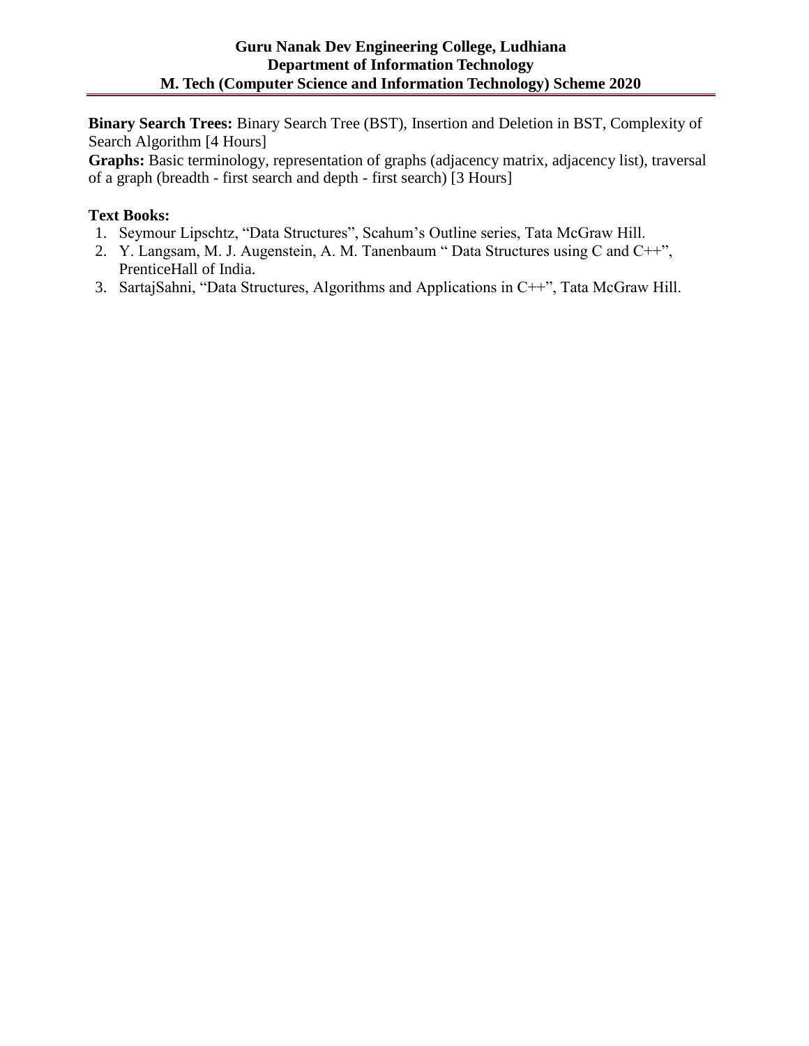**Binary Search Trees:** Binary Search Tree (BST), Insertion and Deletion in BST, Complexity of Search Algorithm [4 Hours]

**Graphs:** Basic terminology, representation of graphs (adjacency matrix, adjacency list), traversal of a graph (breadth - first search and depth - first search) [3 Hours]

**Text Books:**

1. Seymour Lipschtz, "Data Structures", Scahum's Outline series, Tata McGraw Hill.
2. Y. Langsam, M. J. Augenstein, A. M. Tanenbaum " Data Structures using C and C++", PrenticeHall of India.
3. SartajSahni, "Data Structures, Algorithms and Applications in C++", Tata McGraw Hill.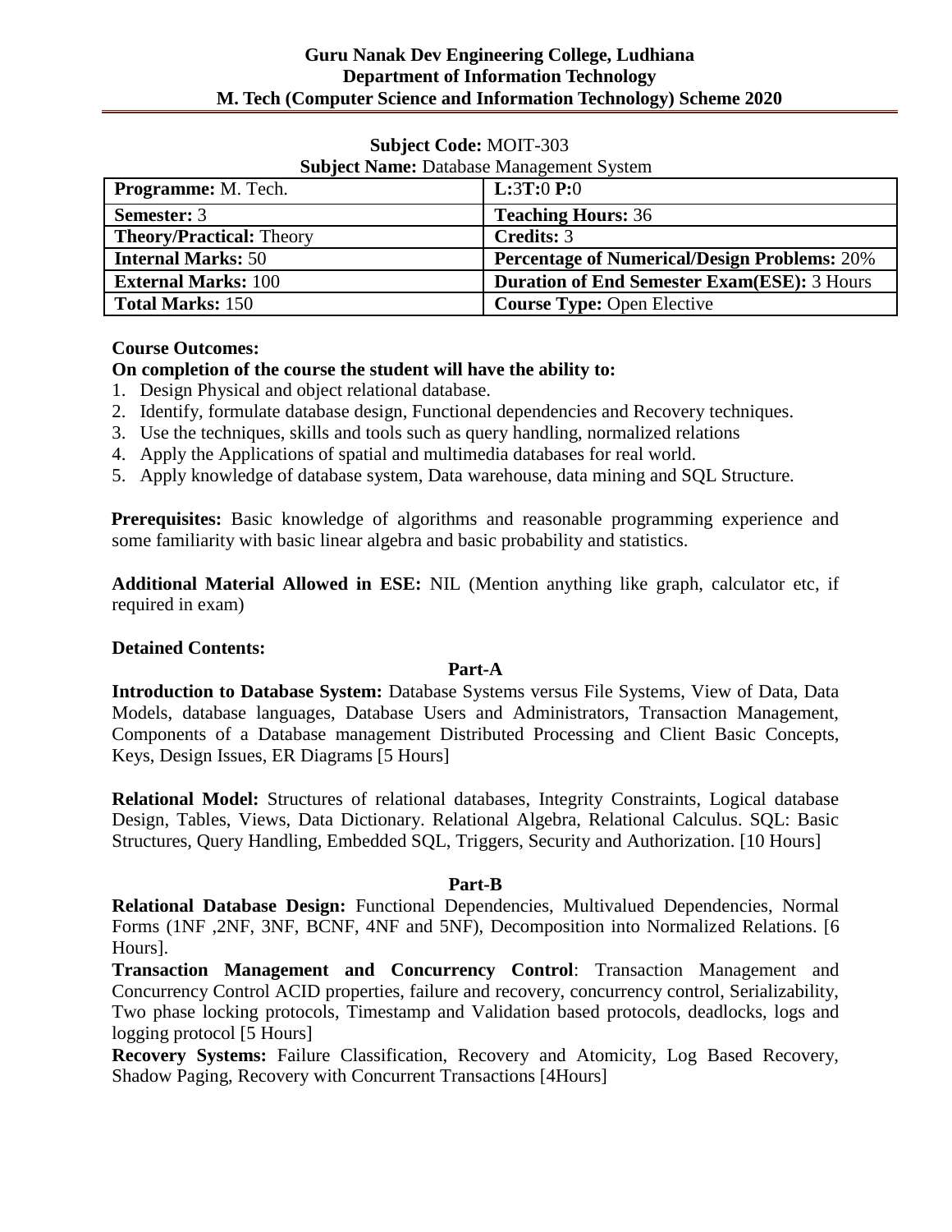**Guru Nanak Dev Engineering College, Ludhiana**
**Department of Information Technology**
**M. Tech (Computer Science and Information Technology) Scheme 2020**

**Subject Code:** MOIT-303
**Subject Name:** Database Management System

| **Programme:** M. Tech. | **L:**3**T:**0 **P:**0 |
|---|---|
| **Semester:** 3 | **Teaching Hours:** 36 |
| **Theory/Practical:** Theory | **Credits:** 3 |
| **Internal Marks:** 50 | **Percentage of Numerical/Design Problems:** 20% |
| **External Marks:** 100 | **Duration of End Semester Exam(ESE):** 3 Hours |
| **Total Marks:** 150 | **Course Type:** Open Elective |

**Course Outcomes:**

**On completion of the course the student will have the ability to:**

1. Design Physical and object relational database.
2. Identify, formulate database design, Functional dependencies and Recovery techniques.
3. Use the techniques, skills and tools such as query handling, normalized relations
4. Apply the Applications of spatial and multimedia databases for real world.
5. Apply knowledge of database system, Data warehouse, data mining and SQL Structure.

**Prerequisites:** Basic knowledge of algorithms and reasonable programming experience and some familiarity with basic linear algebra and basic probability and statistics.

**Additional Material Allowed in ESE:** NIL (Mention anything like graph, calculator etc, if required in exam)

**Detained Contents:**

**Part-A**

**Introduction to Database System:** Database Systems versus File Systems, View of Data, Data Models, database languages, Database Users and Administrators, Transaction Management, Components of a Database management Distributed Processing and Client Basic Concepts, Keys, Design Issues, ER Diagrams [5 Hours]

**Relational Model:** Structures of relational databases, Integrity Constraints, Logical database Design, Tables, Views, Data Dictionary. Relational Algebra, Relational Calculus. SQL: Basic Structures, Query Handling, Embedded SQL, Triggers, Security and Authorization. [10 Hours]

**Part-B**

**Relational Database Design:** Functional Dependencies, Multivalued Dependencies, Normal Forms (1NF ,2NF, 3NF, BCNF, 4NF and 5NF), Decomposition into Normalized Relations. [6 Hours].

**Transaction Management and Concurrency Control**: Transaction Management and Concurrency Control ACID properties, failure and recovery, concurrency control, Serializability, Two phase locking protocols, Timestamp and Validation based protocols, deadlocks, logs and logging protocol [5 Hours]

**Recovery Systems:** Failure Classification, Recovery and Atomicity, Log Based Recovery, Shadow Paging, Recovery with Concurrent Transactions [4Hours]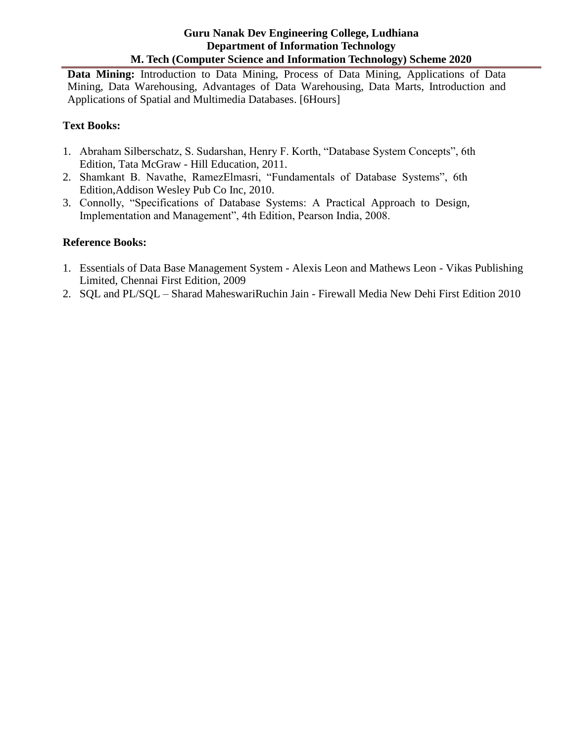**Data Mining:** Introduction to Data Mining, Process of Data Mining, Applications of Data Mining, Data Warehousing, Advantages of Data Warehousing, Data Marts, Introduction and Applications of Spatial and Multimedia Databases. [6Hours]

**Text Books:**

1. Abraham Silberschatz, S. Sudarshan, Henry F. Korth, "Database System Concepts", 6th Edition, Tata McGraw - Hill Education, 2011.
2. Shamkant B. Navathe, RamezElmasri, "Fundamentals of Database Systems", 6th Edition,Addison Wesley Pub Co Inc, 2010.
3. Connolly, "Specifications of Database Systems: A Practical Approach to Design, Implementation and Management", 4th Edition, Pearson India, 2008.

**Reference Books:**

1. Essentials of Data Base Management System - Alexis Leon and Mathews Leon - Vikas Publishing Limited, Chennai First Edition, 2009
2. SQL and PL/SQL – Sharad MaheswariRuchin Jain - Firewall Media New Dehi First Edition 2010